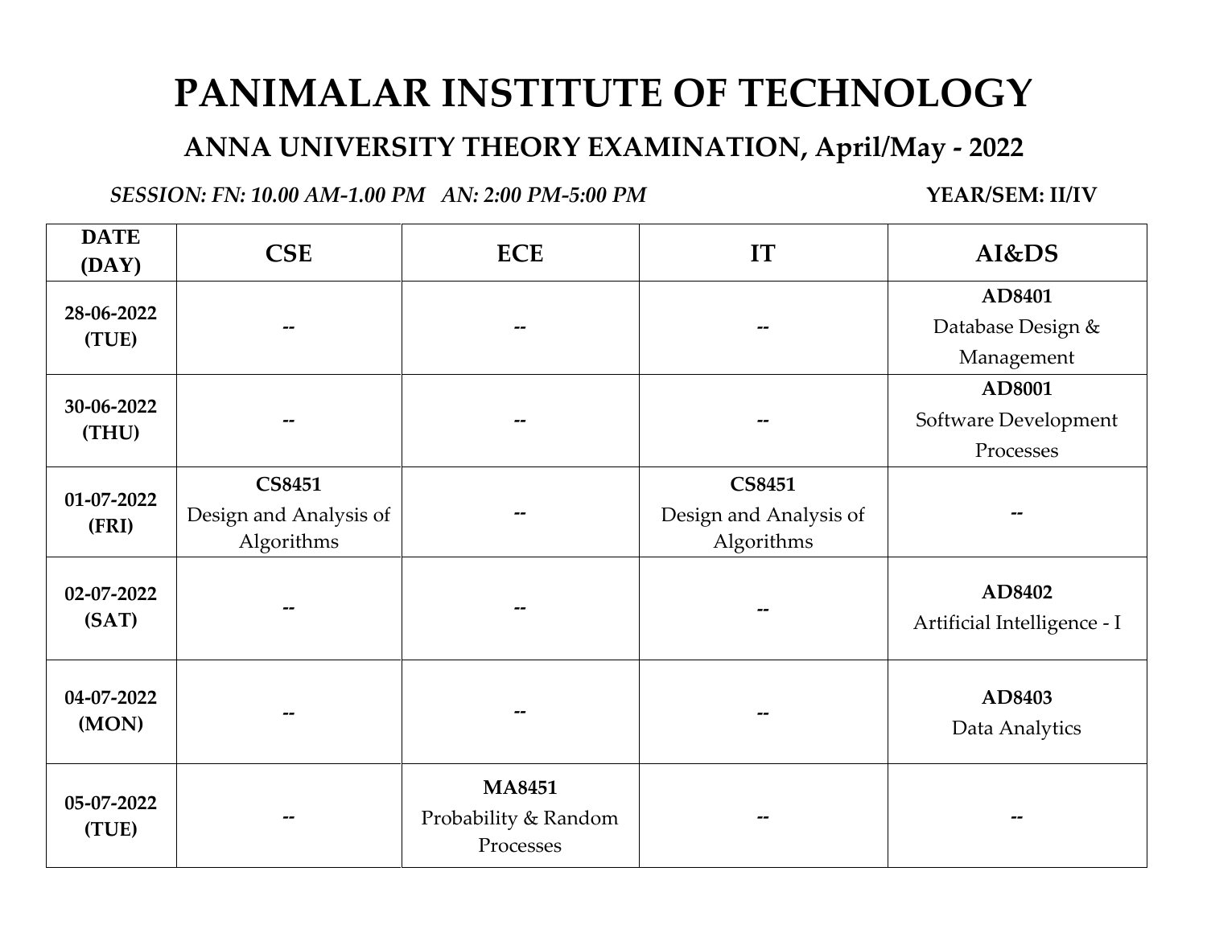# PANIMALAR INSTITUTE OF TECHNOLOGY

## ANNA UNIVERSITY THEORY EXAMINATION, April/May - 2022

*SESSION: FN: 10.00 AM-1.00 PM AN: 2:00 PM-5:00 PM* **YEAR/SEM: II/IV**

| DATE (DAY) | CSE | ECE | IT | AI&DS |
|---|---|---|---|---|
| **28-06-2022 (TUE)** | -- | -- | -- | **AD8401** Database Design & Management |
| **30-06-2022 (THU)** | -- | -- | -- | **AD8001** Software Development Processes |
| **01-07-2022 (FRI)** | **CS8451** Design and Analysis of Algorithms | -- | **CS8451** Design and Analysis of Algorithms | -- |
| **02-07-2022 (SAT)** | -- | -- | -- | **AD8402** Artificial Intelligence - I |
| **04-07-2022 (MON)** | -- | -- | -- | **AD8403** Data Analytics |
| **05-07-2022 (TUE)** | -- | **MA8451** Probability & Random Processes | -- | -- |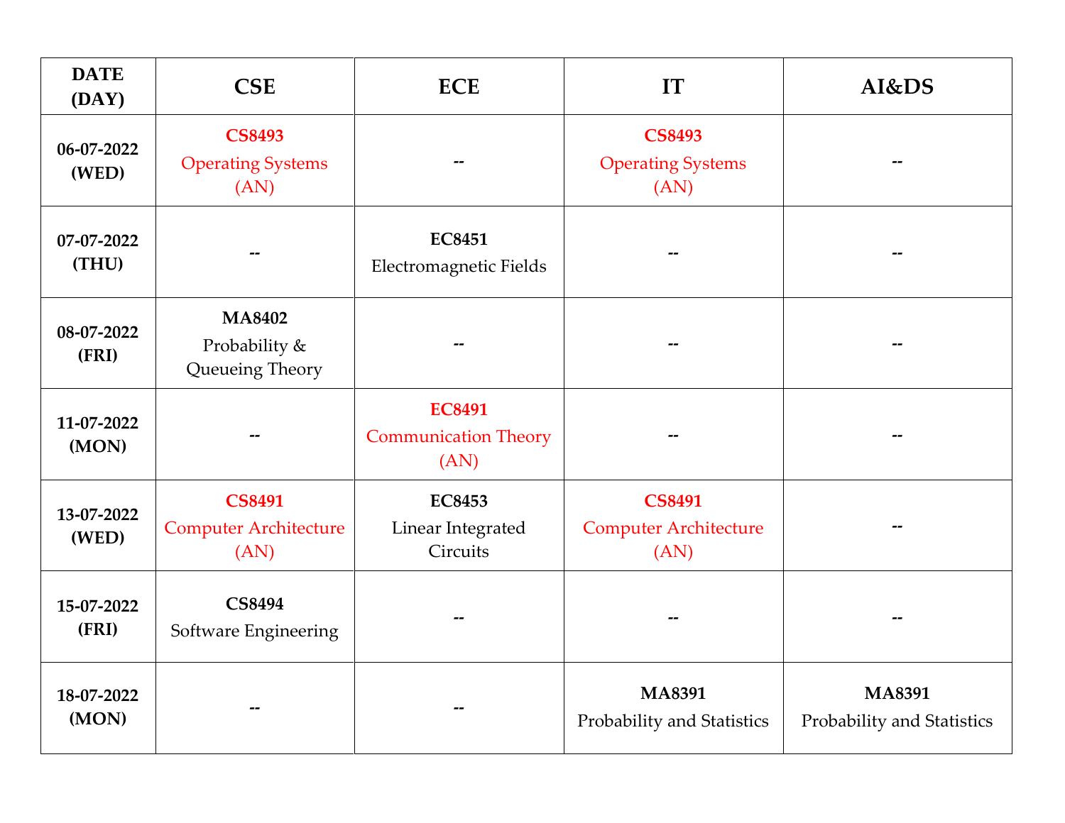| DATE (DAY) | CSE | ECE | IT | AI&DS |
|---|---|---|---|---|
| 06-07-2022 (WED) | CS8493 Operating Systems (AN) | -- | CS8493 Operating Systems (AN) | -- |
| 07-07-2022 (THU) | -- | EC8451 Electromagnetic Fields | -- | -- |
| 08-07-2022 (FRI) | MA8402 Probability & Queueing Theory | -- | -- | -- |
| 11-07-2022 (MON) | -- | EC8491 Communication Theory (AN) | -- | -- |
| 13-07-2022 (WED) | CS8491 Computer Architecture (AN) | EC8453 Linear Integrated Circuits | CS8491 Computer Architecture (AN) | -- |
| 15-07-2022 (FRI) | CS8494 Software Engineering | -- | -- | -- |
| 18-07-2022 (MON) | -- | -- | MA8391 Probability and Statistics | MA8391 Probability and Statistics |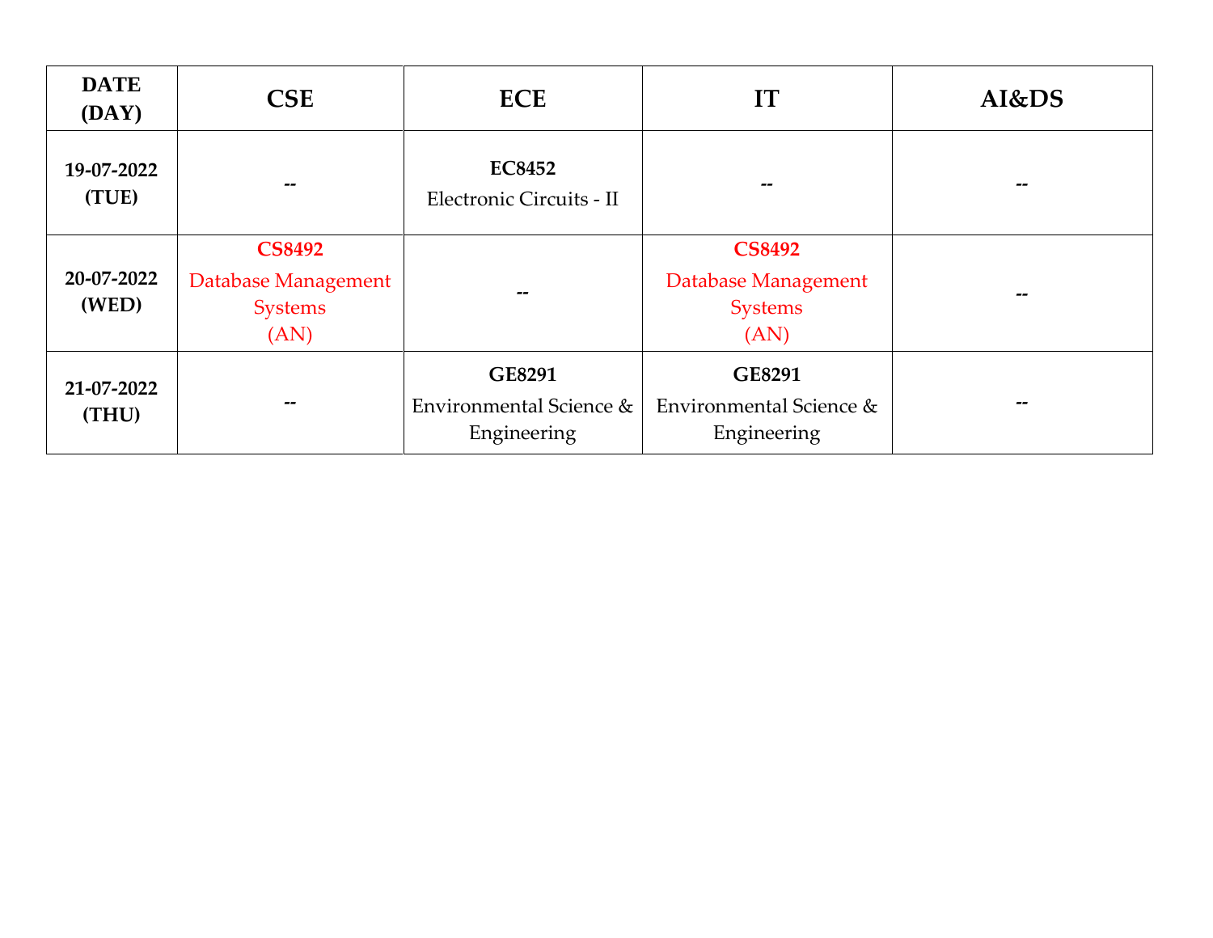| DATE (DAY) | CSE | ECE | IT | AI&DS |
|---|---|---|---|---|
| **19-07-2022 (TUE)** | -- | **EC8452** Electronic Circuits - II | -- | -- |
| **20-07-2022 (WED)** | **CS8492** Database Management Systems (AN) | -- | **CS8492** Database Management Systems (AN) | -- |
| **21-07-2022 (THU)** | -- | **GE8291** Environmental Science & Engineering | **GE8291** Environmental Science & Engineering | -- |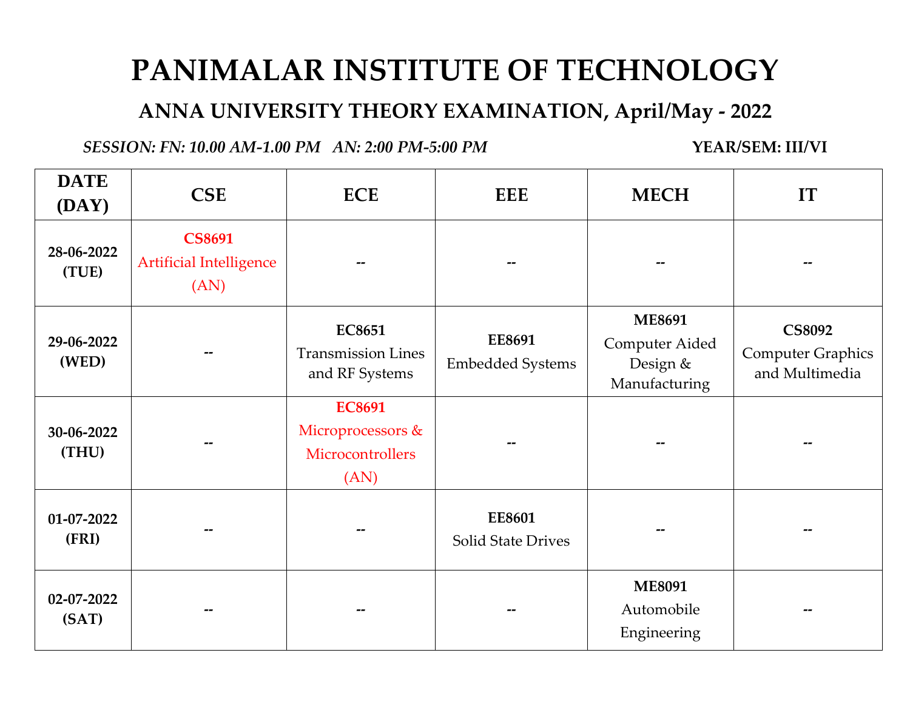# PANIMALAR INSTITUTE OF TECHNOLOGY

## ANNA UNIVERSITY THEORY EXAMINATION, April/May - 2022

*SESSION: FN: 10.00 AM-1.00 PM AN: 2:00 PM-5:00 PM* **YEAR/SEM: III/VI**

| DATE (DAY) | CSE | ECE | EEE | MECH | IT |
|---|---|---|---|---|---|
| **28-06-2022 (TUE)** | **CS8691** Artificial Intelligence (AN) | -- | -- | -- | -- |
| **29-06-2022 (WED)** | -- | **EC8651** Transmission Lines and RF Systems | **EE8691** Embedded Systems | **ME8691** Computer Aided Design & Manufacturing | **CS8092** Computer Graphics and Multimedia |
| **30-06-2022 (THU)** | -- | **EC8691** Microprocessors & Microcontrollers (AN) | -- | -- | -- |
| **01-07-2022 (FRI)** | -- | -- | **EE8601** Solid State Drives | -- | -- |
| **02-07-2022 (SAT)** | -- | -- | -- | **ME8091** Automobile Engineering | -- |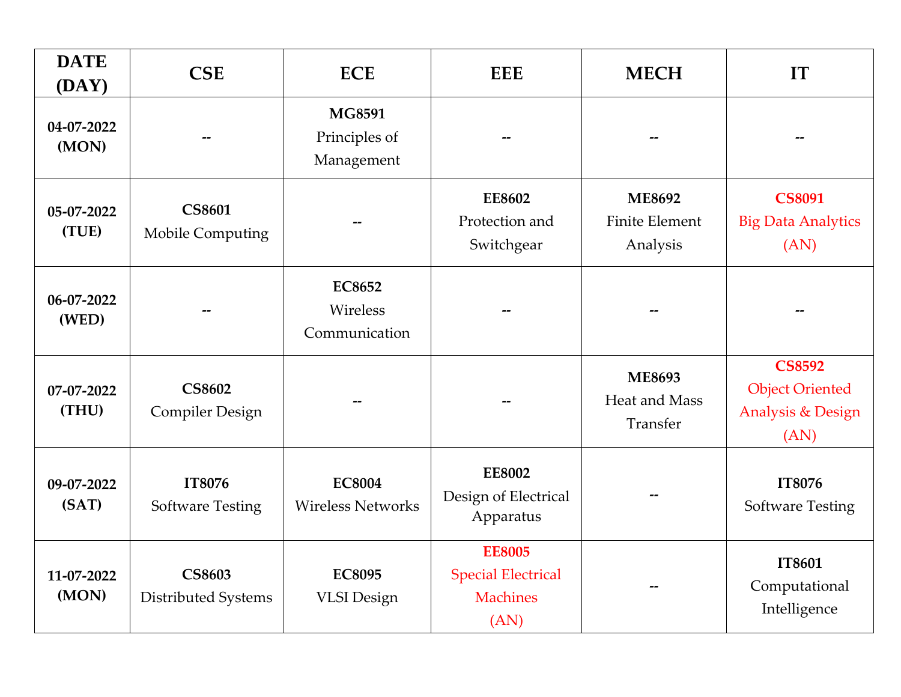| DATE (DAY) | CSE | ECE | EEE | MECH | IT |
|---|---|---|---|---|---|
| **04-07-2022 (MON)** | -- | **MG8591** Principles of Management | -- | -- | -- |
| **05-07-2022 (TUE)** | **CS8601** Mobile Computing | -- | **EE8602** Protection and Switchgear | **ME8692** Finite Element Analysis | **CS8091** Big Data Analytics (AN) |
| **06-07-2022 (WED)** | -- | **EC8652** Wireless Communication | -- | -- | -- |
| **07-07-2022 (THU)** | **CS8602** Compiler Design | -- | -- | **ME8693** Heat and Mass Transfer | **CS8592** Object Oriented Analysis & Design (AN) |
| **09-07-2022 (SAT)** | **IT8076** Software Testing | **EC8004** Wireless Networks | **EE8002** Design of Electrical Apparatus | -- | **IT8076** Software Testing |
| **11-07-2022 (MON)** | **CS8603** Distributed Systems | **EC8095** VLSI Design | **EE8005** Special Electrical Machines (AN) | -- | **IT8601** Computational Intelligence |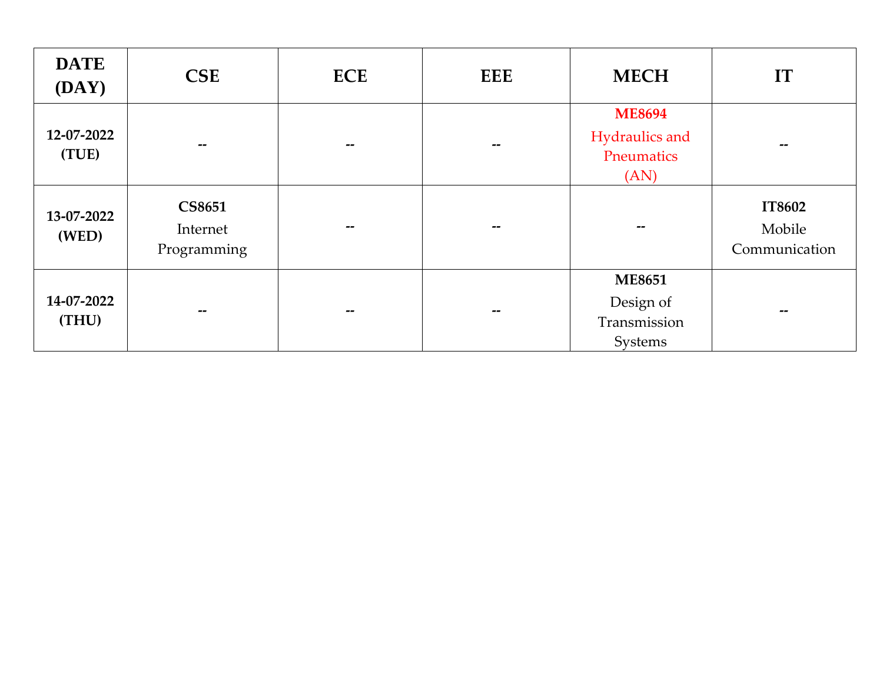| DATE (DAY) | CSE | ECE | EEE | MECH | IT |
|---|---|---|---|---|---|
| **12-07-2022 (TUE)** | -- | -- | -- | **ME8694** Hydraulics and Pneumatics (AN) | -- |
| **13-07-2022 (WED)** | **CS8651** Internet Programming | -- | -- | -- | **IT8602** Mobile Communication |
| **14-07-2022 (THU)** | -- | -- | -- | **ME8651** Design of Transmission Systems | -- |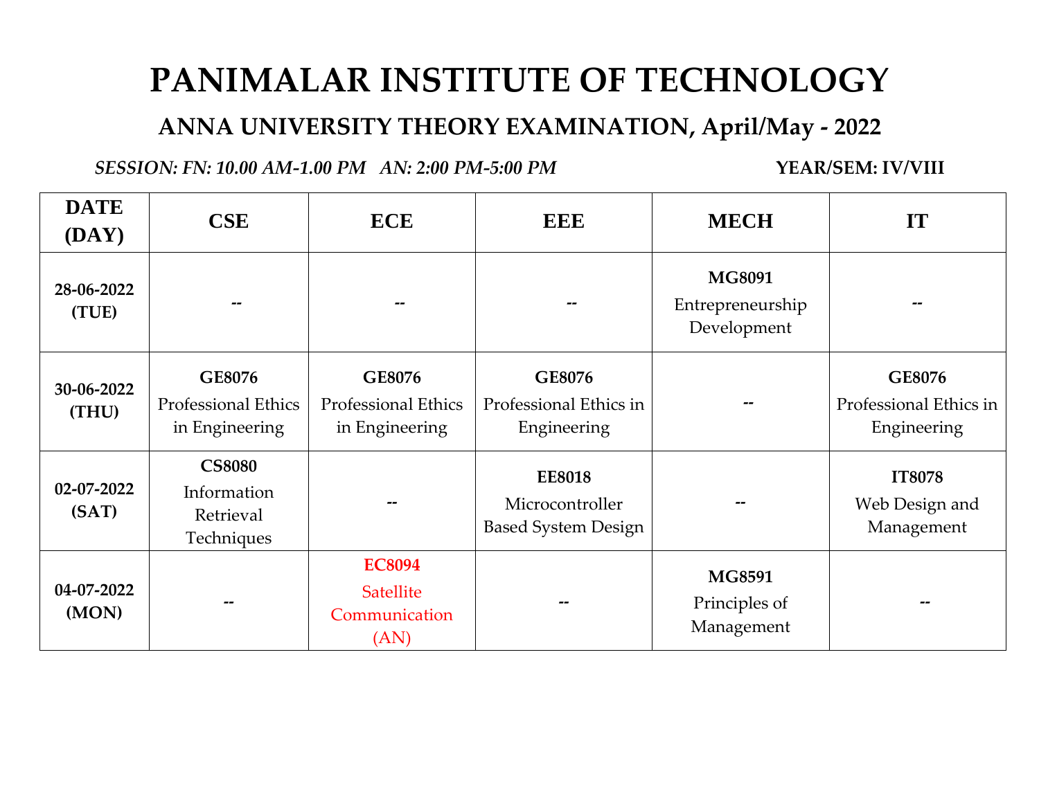# PANIMALAR INSTITUTE OF TECHNOLOGY

## ANNA UNIVERSITY THEORY EXAMINATION, April/May - 2022

*SESSION: FN: 10.00 AM-1.00 PM   AN: 2:00 PM-5:00 PM*   **YEAR/SEM: IV/VIII**

| DATE (DAY) | CSE | ECE | EEE | MECH | IT |
|---|---|---|---|---|---|
| **28-06-2022 (TUE)** | -- | -- | -- | **MG8091** Entrepreneurship Development | -- |
| **30-06-2022 (THU)** | **GE8076** Professional Ethics in Engineering | **GE8076** Professional Ethics in Engineering | **GE8076** Professional Ethics in Engineering | -- | **GE8076** Professional Ethics in Engineering |
| **02-07-2022 (SAT)** | **CS8080** Information Retrieval Techniques | -- | **EE8018** Microcontroller Based System Design | -- | **IT8078** Web Design and Management |
| **04-07-2022 (MON)** | -- | **EC8094** Satellite Communication (AN) | -- | **MG8591** Principles of Management | -- |